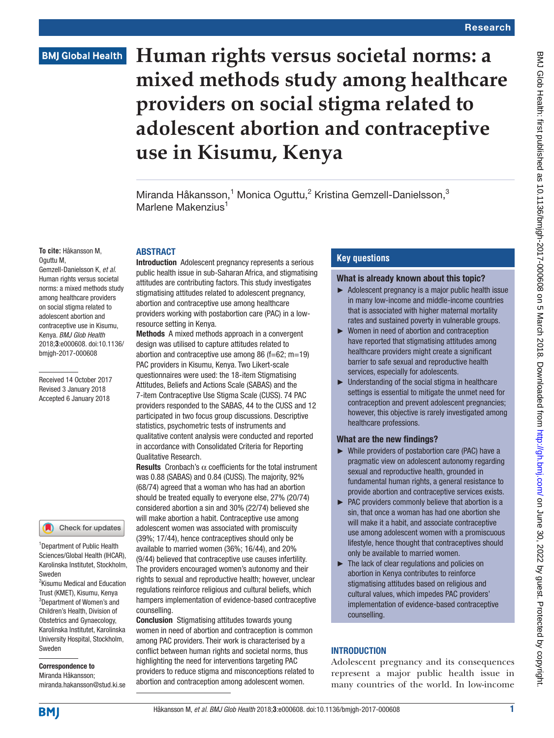# Human rights versus societal norms: a mixed methods study among healthcare providers on social stigma related to adolescent abortion and contraceptive use in Kisumu, Kenya

Miranda Håkansson,[1] Monica Oguttu,[2] Kristina Gemzell-Danielsson,[3] Marlene Makenzius[1]

**To cite:** Håkansson M, Oguttu M, Gemzell-Danielsson K, *et al*. Human rights versus societal norms: a mixed methods study among healthcare providers on social stigma related to adolescent abortion and contraceptive use in Kisumu, Kenya. *BMJ Glob Health* 2018;**3**:e000608. doi:10.1136/bmjgh-2017-000608

Received 14 October 2017
Revised 3 January 2018
Accepted 6 January 2018

[1]Department of Public Health Sciences/Global Health (IHCAR), Karolinska Institutet, Stockholm, Sweden
[2]Kisumu Medical and Education Trust (KMET), Kisumu, Kenya
[3]Department of Women's and Children's Health, Division of Obstetrics and Gynaecology, Karolinska Institutet, Karolinska University Hospital, Stockholm, Sweden

**Correspondence to**
Miranda Håkansson;
miranda.hakansson@stud.ki.se

## ABSTRACT

**Introduction** Adolescent pregnancy represents a serious public health issue in sub-Saharan Africa, and stigmatising attitudes are contributing factors. This study investigates stigmatising attitudes related to adolescent pregnancy, abortion and contraceptive use among healthcare providers working with postabortion care (PAC) in a low-resource setting in Kenya.

**Methods** A mixed methods approach in a convergent design was utilised to capture attitudes related to abortion and contraceptive use among 86 (f=62; m=19) PAC providers in Kisumu, Kenya. Two Likert-scale questionnaires were used: the 18-item Stigmatising Attitudes, Beliefs and Actions Scale (SABAS) and the 7-item Contraceptive Use Stigma Scale (CUSS). 74 PAC providers responded to the SABAS, 44 to the CUSS and 12 participated in two focus group discussions. Descriptive statistics, psychometric tests of instruments and qualitative content analysis were conducted and reported in accordance with Consolidated Criteria for Reporting Qualitative Research.

**Results** Cronbach's $\alpha$ coefficients for the total instrument was 0.88 (SABAS) and 0.84 (CUSS). The majority, 92% (68/74) agreed that a woman who has had an abortion should be treated equally to everyone else, 27% (20/74) considered abortion a sin and 30% (22/74) believed she will make abortion a habit. Contraceptive use among adolescent women was associated with promiscuity (39%; 17/44), hence contraceptives should only be available to married women (36%; 16/44), and 20% (9/44) believed that contraceptive use causes infertility. The providers encouraged women's autonomy and their rights to sexual and reproductive health; however, unclear regulations reinforce religious and cultural beliefs, which hampers implementation of evidence-based contraceptive counselling.

**Conclusion** Stigmatising attitudes towards young women in need of abortion and contraception is common among PAC providers. Their work is characterised by a conflict between human rights and societal norms, thus highlighting the need for interventions targeting PAC providers to reduce stigma and misconceptions related to abortion and contraception among adolescent women.

## Key questions

### What is already known about this topic?

- Adolescent pregnancy is a major public health issue in many low-income and middle-income countries that is associated with higher maternal mortality rates and sustained poverty in vulnerable groups.
- Women in need of abortion and contraception have reported that stigmatising attitudes among healthcare providers might create a significant barrier to safe sexual and reproductive health services, especially for adolescents.
- Understanding of the social stigma in healthcare settings is essential to mitigate the unmet need for contraception and prevent adolescent pregnancies; however, this objective is rarely investigated among healthcare professions.

### What are the new findings?

- While providers of postabortion care (PAC) have a pragmatic view on adolescent autonomy regarding sexual and reproductive health, grounded in fundamental human rights, a general resistance to provide abortion and contraceptive services exists.
- PAC providers commonly believe that abortion is a sin, that once a woman has had one abortion she will make it a habit, and associate contraceptive use among adolescent women with a promiscuous lifestyle, hence thought that contraceptives should only be available to married women.
- The lack of clear regulations and policies on abortion in Kenya contributes to reinforce stigmatising attitudes based on religious and cultural values, which impedes PAC providers' implementation of evidence-based contraceptive counselling.

## INTRODUCTION

Adolescent pregnancy and its consequences represent a major public health issue in many countries of the world. In low-income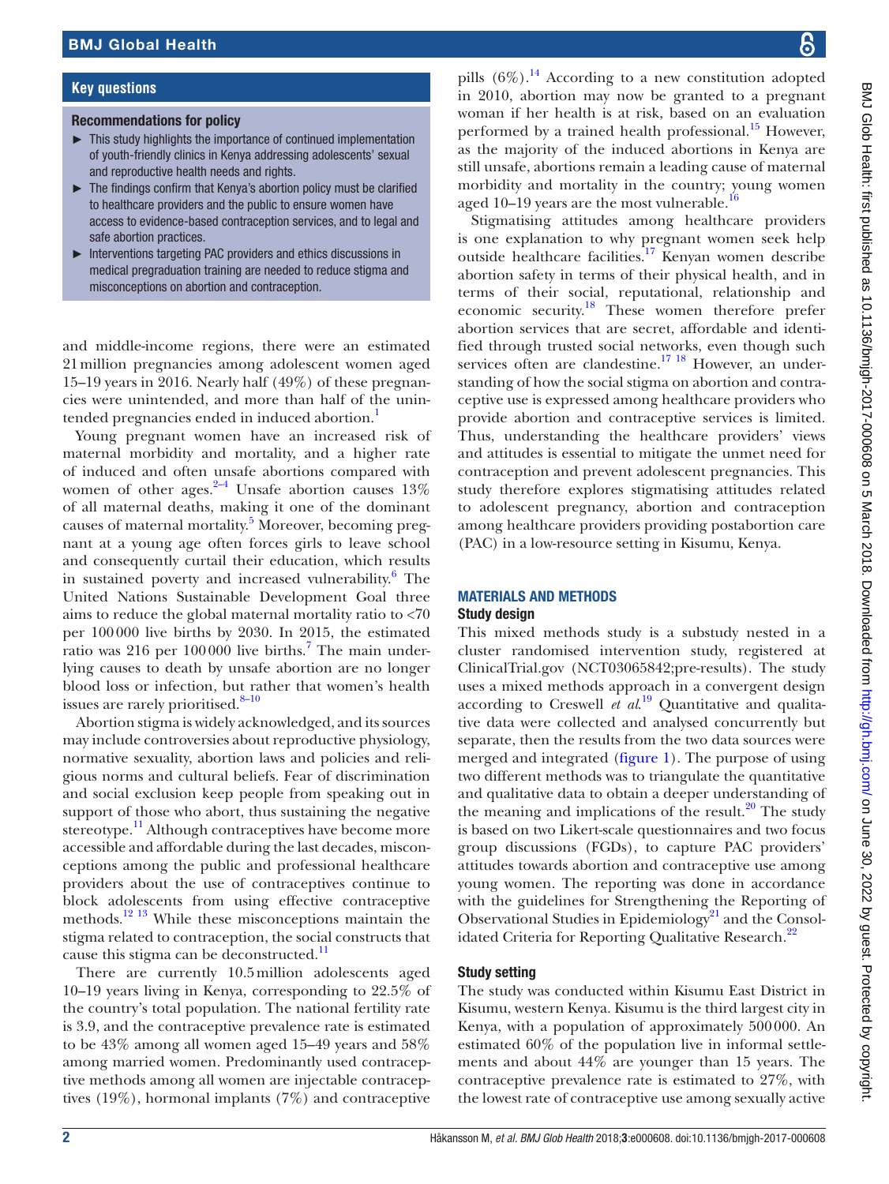## Key questions

### Recommendations for policy

- This study highlights the importance of continued implementation of youth-friendly clinics in Kenya addressing adolescents' sexual and reproductive health needs and rights.
- The findings confirm that Kenya's abortion policy must be clarified to healthcare providers and the public to ensure women have access to evidence-based contraception services, and to legal and safe abortion practices.
- Interventions targeting PAC providers and ethics discussions in medical pregraduation training are needed to reduce stigma and misconceptions on abortion and contraception.

and middle-income regions, there were an estimated 21 million pregnancies among adolescent women aged 15–19 years in 2016. Nearly half (49%) of these pregnancies were unintended, and more than half of the unintended pregnancies ended in induced abortion.[1]

Young pregnant women have an increased risk of maternal morbidity and mortality, and a higher rate of induced and often unsafe abortions compared with women of other ages.[2–4] Unsafe abortion causes 13% of all maternal deaths, making it one of the dominant causes of maternal mortality.[5] Moreover, becoming pregnant at a young age often forces girls to leave school and consequently curtail their education, which results in sustained poverty and increased vulnerability.[6] The United Nations Sustainable Development Goal three aims to reduce the global maternal mortality ratio to <70 per 100 000 live births by 2030. In 2015, the estimated ratio was 216 per 100 000 live births.[7] The main underlying causes to death by unsafe abortion are no longer blood loss or infection, but rather that women's health issues are rarely prioritised.[8–10]

Abortion stigma is widely acknowledged, and its sources may include controversies about reproductive physiology, normative sexuality, abortion laws and policies and religious norms and cultural beliefs. Fear of discrimination and social exclusion keep people from speaking out in support of those who abort, thus sustaining the negative stereotype.[11] Although contraceptives have become more accessible and affordable during the last decades, misconceptions among the public and professional healthcare providers about the use of contraceptives continue to block adolescents from using effective contraceptive methods.[12 13] While these misconceptions maintain the stigma related to contraception, the social constructs that cause this stigma can be deconstructed.[11]

There are currently 10.5 million adolescents aged 10–19 years living in Kenya, corresponding to 22.5% of the country's total population. The national fertility rate is 3.9, and the contraceptive prevalence rate is estimated to be 43% among all women aged 15–49 years and 58% among married women. Predominantly used contraceptive methods among all women are injectable contraceptives (19%), hormonal implants (7%) and contraceptive pills (6%).[14] According to a new constitution adopted in 2010, abortion may now be granted to a pregnant woman if her health is at risk, based on an evaluation performed by a trained health professional.[15] However, as the majority of the induced abortions in Kenya are still unsafe, abortions remain a leading cause of maternal morbidity and mortality in the country; young women aged 10–19 years are the most vulnerable.[16]

Stigmatising attitudes among healthcare providers is one explanation to why pregnant women seek help outside healthcare facilities.[17] Kenyan women describe abortion safety in terms of their physical health, and in terms of their social, reputational, relationship and economic security.[18] These women therefore prefer abortion services that are secret, affordable and identified through trusted social networks, even though such services often are clandestine.[17 18] However, an understanding of how the social stigma on abortion and contraceptive use is expressed among healthcare providers who provide abortion and contraceptive services is limited. Thus, understanding the healthcare providers' views and attitudes is essential to mitigate the unmet need for contraception and prevent adolescent pregnancies. This study therefore explores stigmatising attitudes related to adolescent pregnancy, abortion and contraception among healthcare providers providing postabortion care (PAC) in a low-resource setting in Kisumu, Kenya.

## MATERIALS AND METHODS

### Study design

This mixed methods study is a substudy nested in a cluster randomised intervention study, registered at ClinicalTrial.gov (NCT03065842;pre-results). The study uses a mixed methods approach in a convergent design according to Creswell *et al*.[19] Quantitative and qualitative data were collected and analysed concurrently but separate, then the results from the two data sources were merged and integrated (figure 1). The purpose of using two different methods was to triangulate the quantitative and qualitative data to obtain a deeper understanding of the meaning and implications of the result.[20] The study is based on two Likert-scale questionnaires and two focus group discussions (FGDs), to capture PAC providers' attitudes towards abortion and contraceptive use among young women. The reporting was done in accordance with the guidelines for Strengthening the Reporting of Observational Studies in Epidemiology[21] and the Consolidated Criteria for Reporting Qualitative Research.[22]

### Study setting

The study was conducted within Kisumu East District in Kisumu, western Kenya. Kisumu is the third largest city in Kenya, with a population of approximately 500 000. An estimated 60% of the population live in informal settlements and about 44% are younger than 15 years. The contraceptive prevalence rate is estimated to 27%, with the lowest rate of contraceptive use among sexually active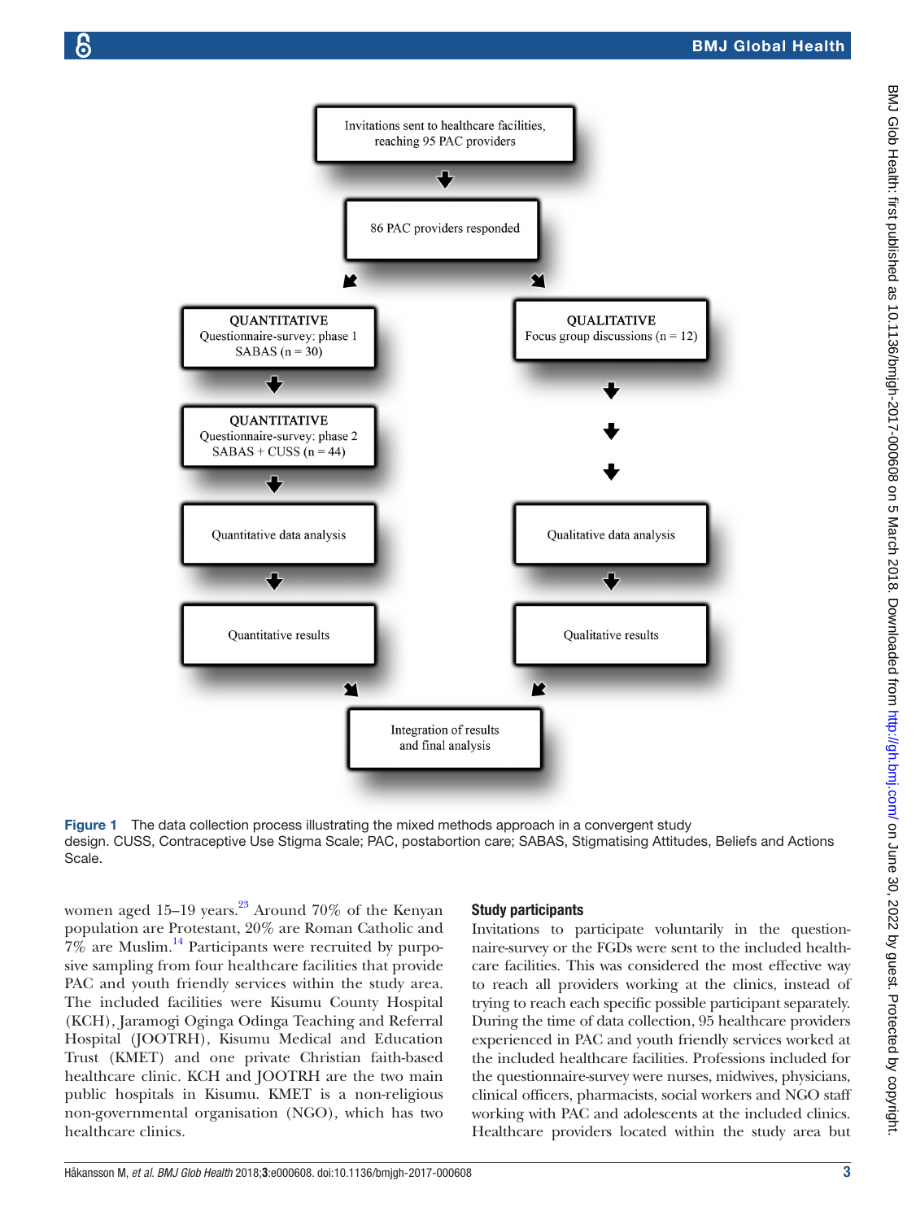Invitations sent to healthcare facilities, reaching 95 PAC providers

86 PAC providers responded

QUANTITATIVE
Questionnaire-survey: phase 1
SABAS (n = 30)

QUANTITATIVE
Questionnaire-survey: phase 2
SABAS + CUSS (n = 44)

Quantitative data analysis

Quantitative results

QUALITATIVE
Focus group discussions (n = 12)

Qualitative data analysis

Qualitative results

Integration of results and final analysis

**Figure 1** The data collection process illustrating the mixed methods approach in a convergent study design. CUSS, Contraceptive Use Stigma Scale; PAC, postabortion care; SABAS, Stigmatising Attitudes, Beliefs and Actions Scale.

women aged 15–19 years.[23] Around 70% of the Kenyan population are Protestant, 20% are Roman Catholic and 7% are Muslim.[14] Participants were recruited by purposive sampling from four healthcare facilities that provide PAC and youth friendly services within the study area. The included facilities were Kisumu County Hospital (KCH), Jaramogi Oginga Odinga Teaching and Referral Hospital (JOOTRH), Kisumu Medical and Education Trust (KMET) and one private Christian faith-based healthcare clinic. KCH and JOOTRH are the two main public hospitals in Kisumu. KMET is a non-religious non-governmental organisation (NGO), which has two healthcare clinics.

### Study participants

Invitations to participate voluntarily in the questionnaire-survey or the FGDs were sent to the included healthcare facilities. This was considered the most effective way to reach all providers working at the clinics, instead of trying to reach each specific possible participant separately. During the time of data collection, 95 healthcare providers experienced in PAC and youth friendly services worked at the included healthcare facilities. Professions included for the questionnaire-survey were nurses, midwives, physicians, clinical officers, pharmacists, social workers and NGO staff working with PAC and adolescents at the included clinics. Healthcare providers located within the study area but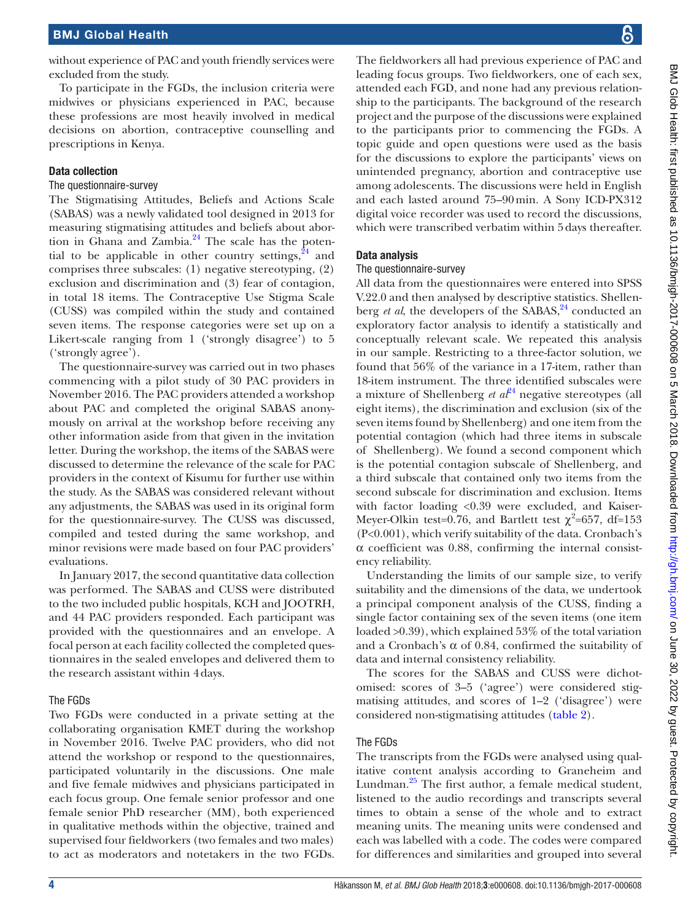without experience of PAC and youth friendly services were excluded from the study.

To participate in the FGDs, the inclusion criteria were midwives or physicians experienced in PAC, because these professions are most heavily involved in medical decisions on abortion, contraceptive counselling and prescriptions in Kenya.

## Data collection

### The questionnaire-survey

The Stigmatising Attitudes, Beliefs and Actions Scale (SABAS) was a newly validated tool designed in 2013 for measuring stigmatising attitudes and beliefs about abortion in Ghana and Zambia.[24] The scale has the potential to be applicable in other country settings,[24] and comprises three subscales: (1) negative stereotyping, (2) exclusion and discrimination and (3) fear of contagion, in total 18 items. The Contraceptive Use Stigma Scale (CUSS) was compiled within the study and contained seven items. The response categories were set up on a Likert-scale ranging from 1 ('strongly disagree') to 5 ('strongly agree').

The questionnaire-survey was carried out in two phases commencing with a pilot study of 30 PAC providers in November 2016. The PAC providers attended a workshop about PAC and completed the original SABAS anonymously on arrival at the workshop before receiving any other information aside from that given in the invitation letter. During the workshop, the items of the SABAS were discussed to determine the relevance of the scale for PAC providers in the context of Kisumu for further use within the study. As the SABAS was considered relevant without any adjustments, the SABAS was used in its original form for the questionnaire-survey. The CUSS was discussed, compiled and tested during the same workshop, and minor revisions were made based on four PAC providers' evaluations.

In January 2017, the second quantitative data collection was performed. The SABAS and CUSS were distributed to the two included public hospitals, KCH and JOOTRH, and 44 PAC providers responded. Each participant was provided with the questionnaires and an envelope. A focal person at each facility collected the completed questionnaires in the sealed envelopes and delivered them to the research assistant within 4 days.

### The FGDs

Two FGDs were conducted in a private setting at the collaborating organisation KMET during the workshop in November 2016. Twelve PAC providers, who did not attend the workshop or respond to the questionnaires, participated voluntarily in the discussions. One male and five female midwives and physicians participated in each focus group. One female senior professor and one female senior PhD researcher (MM), both experienced in qualitative methods within the objective, trained and supervised four fieldworkers (two females and two males) to act as moderators and notetakers in the two FGDs. The fieldworkers all had previous experience of PAC and leading focus groups. Two fieldworkers, one of each sex, attended each FGD, and none had any previous relationship to the participants. The background of the research project and the purpose of the discussions were explained to the participants prior to commencing the FGDs. A topic guide and open questions were used as the basis for the discussions to explore the participants' views on unintended pregnancy, abortion and contraceptive use among adolescents. The discussions were held in English and each lasted around 75–90 min. A Sony ICD-PX312 digital voice recorder was used to record the discussions, which were transcribed verbatim within 5 days thereafter.

## Data analysis

### The questionnaire-survey

All data from the questionnaires were entered into SPSS V.22.0 and then analysed by descriptive statistics. Shellenberg *et al*, the developers of the SABAS,[24] conducted an exploratory factor analysis to identify a statistically and conceptually relevant scale. We repeated this analysis in our sample. Restricting to a three-factor solution, we found that 56% of the variance in a 17-item, rather than 18-item instrument. The three identified subscales were a mixture of Shellenberg *et al*[24] negative stereotypes (all eight items), the discrimination and exclusion (six of the seven items found by Shellenberg) and one item from the potential contagion (which had three items in subscale of Shellenberg). We found a second component which is the potential contagion subscale of Shellenberg, and a third subscale that contained only two items from the second subscale for discrimination and exclusion. Items with factor loading <0.39 were excluded, and Kaiser-Meyer-Olkin test=0.76, and Bartlett test $\chi^2$=657, df=153 (P<0.001), which verify suitability of the data. Cronbach's $\alpha$ coefficient was 0.88, confirming the internal consistency reliability.

Understanding the limits of our sample size, to verify suitability and the dimensions of the data, we undertook a principal component analysis of the CUSS, finding a single factor containing sex of the seven items (one item loaded >0.39), which explained 53% of the total variation and a Cronbach's $\alpha$ of 0.84, confirmed the suitability of data and internal consistency reliability.

The scores for the SABAS and CUSS were dichotomised: scores of 3–5 ('agree') were considered stigmatising attitudes, and scores of 1–2 ('disagree') were considered non-stigmatising attitudes (table 2).

### The FGDs

The transcripts from the FGDs were analysed using qualitative content analysis according to Graneheim and Lundman.[25] The first author, a female medical student, listened to the audio recordings and transcripts several times to obtain a sense of the whole and to extract meaning units. The meaning units were condensed and each was labelled with a code. The codes were compared for differences and similarities and grouped into several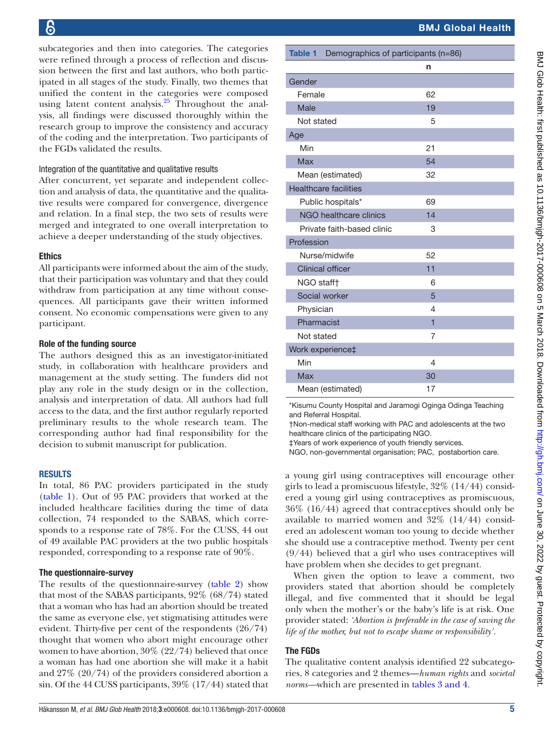subcategories and then into categories. The categories were refined through a process of reflection and discussion between the first and last authors, who both participated in all stages of the study. Finally, two themes that unified the content in the categories were composed using latent content analysis.[25] Throughout the analysis, all findings were discussed thoroughly within the research group to improve the consistency and accuracy of the coding and the interpretation. Two participants of the FGDs validated the results.

### Integration of the quantitative and qualitative results

After concurrent, yet separate and independent collection and analysis of data, the quantitative and the qualitative results were compared for convergence, divergence and relation. In a final step, the two sets of results were merged and integrated to one overall interpretation to achieve a deeper understanding of the study objectives.

### Ethics

All participants were informed about the aim of the study, that their participation was voluntary and that they could withdraw from participation at any time without consequences. All participants gave their written informed consent. No economic compensations were given to any participant.

### Role of the funding source

The authors designed this as an investigator-initiated study, in collaboration with healthcare providers and management at the study setting. The funders did not play any role in the study design or in the collection, analysis and interpretation of data. All authors had full access to the data, and the first author regularly reported preliminary results to the whole research team. The corresponding author had final responsibility for the decision to submit manuscript for publication.

## RESULTS

In total, 86 PAC providers participated in the study (table 1). Out of 95 PAC providers that worked at the included healthcare facilities during the time of data collection, 74 responded to the SABAS, which corresponds to a response rate of 78%. For the CUSS, 44 out of 49 available PAC providers at the two public hospitals responded, corresponding to a response rate of 90%.

**Table 1** Demographics of participants (n=86)

| | n |
|---|---|
| **Gender** | |
| Female | 62 |
| Male | 19 |
| Not stated | 5 |
| **Age** | |
| Min | 21 |
| Max | 54 |
| Mean (estimated) | 32 |
| **Healthcare facilities** | |
| Public hospitals* | 69 |
| NGO healthcare clinics | 14 |
| Private faith-based clinic | 3 |
| **Profession** | |
| Nurse/midwife | 52 |
| Clinical officer | 11 |
| NGO staff† | 6 |
| Social worker | 5 |
| Physician | 4 |
| Pharmacist | 1 |
| Not stated | 7 |
| **Work experience‡** | |
| Min | 4 |
| Max | 30 |
| Mean (estimated) | 17 |

*Kisumu County Hospital and Jaramogi Oginga Odinga Teaching and Referral Hospital.
†Non-medical staff working with PAC and adolescents at the two healthcare clinics of the participating NGO.
‡Years of work experience of youth friendly services.
NGO, non-governmental organisation; PAC, postabortion care.

### The questionnaire-survey

The results of the questionnaire-survey (table 2) show that most of the SABAS participants, 92% (68/74) stated that a woman who has had an abortion should be treated the same as everyone else, yet stigmatising attitudes were evident. Thirty-five per cent of the respondents (26/74) thought that women who abort might encourage other women to have abortion, 30% (22/74) believed that once a woman has had one abortion she will make it a habit and 27% (20/74) of the providers considered abortion a sin. Of the 44 CUSS participants, 39% (17/44) stated that a young girl using contraceptives will encourage other girls to lead a promiscuous lifestyle, 32% (14/44) considered a young girl using contraceptives as promiscuous, 36% (16/44) agreed that contraceptives should only be available to married women and 32% (14/44) considered an adolescent woman too young to decide whether she should use a contraceptive method. Twenty per cent (9/44) believed that a girl who uses contraceptives will have problem when she decides to get pregnant.

When given the option to leave a comment, two providers stated that abortion should be completely illegal, and five commented that it should be legal only when the mother's or the baby's life is at risk. One provider stated: *'Abortion is preferable in the case of saving the life of the mother, but not to escape shame or responsibility'.*

### The FGDs

The qualitative content analysis identified 22 subcategories, 8 categories and 2 themes—*human rights* and *societal norms*—which are presented in tables 3 and 4.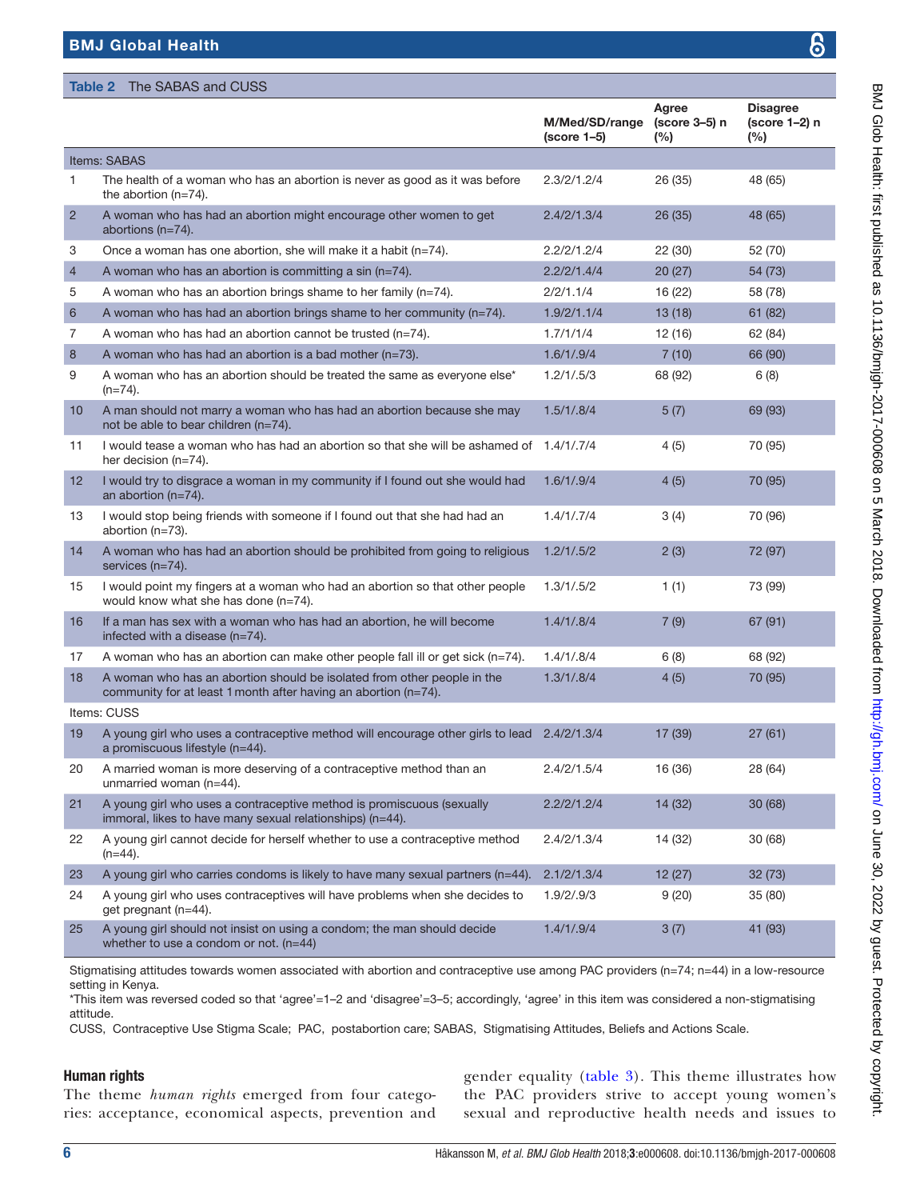**Table 2** The SABAS and CUSS

| | | M/Med/SD/range (score 1–5) | Agree (score 3–5) n (%) | Disagree (score 1–2) n (%) |
|---|---|---|---|---|
| **Items: SABAS** | | | | |
| 1 | The health of a woman who has an abortion is never as good as it was before the abortion (n=74). | 2.3/2/1.2/4 | 26 (35) | 48 (65) |
| 2 | A woman who has had an abortion might encourage other women to get abortions (n=74). | 2.4/2/1.3/4 | 26 (35) | 48 (65) |
| 3 | Once a woman has one abortion, she will make it a habit (n=74). | 2.2/2/1.2/4 | 22 (30) | 52 (70) |
| 4 | A woman who has an abortion is committing a sin (n=74). | 2.2/2/1.4/4 | 20 (27) | 54 (73) |
| 5 | A woman who has an abortion brings shame to her family (n=74). | 2/2/1.1/4 | 16 (22) | 58 (78) |
| 6 | A woman who has had an abortion brings shame to her community (n=74). | 1.9/2/1.1/4 | 13 (18) | 61 (82) |
| 7 | A woman who has had an abortion cannot be trusted (n=74). | 1.7/1/1/4 | 12 (16) | 62 (84) |
| 8 | A woman who has had an abortion is a bad mother (n=73). | 1.6/1/.9/4 | 7 (10) | 66 (90) |
| 9 | A woman who has an abortion should be treated the same as everyone else* (n=74). | 1.2/1/.5/3 | 68 (92) | 6 (8) |
| 10 | A man should not marry a woman who has had an abortion because she may not be able to bear children (n=74). | 1.5/1/.8/4 | 5 (7) | 69 (93) |
| 11 | I would tease a woman who has had an abortion so that she will be ashamed of her decision (n=74). | 1.4/1/.7/4 | 4 (5) | 70 (95) |
| 12 | I would try to disgrace a woman in my community if I found out she would had an abortion (n=74). | 1.6/1/.9/4 | 4 (5) | 70 (95) |
| 13 | I would stop being friends with someone if I found out that she had had an abortion (n=73). | 1.4/1/.7/4 | 3 (4) | 70 (96) |
| 14 | A woman who has had an abortion should be prohibited from going to religious services (n=74). | 1.2/1/.5/2 | 2 (3) | 72 (97) |
| 15 | I would point my fingers at a woman who had an abortion so that other people would know what she has done (n=74). | 1.3/1/.5/2 | 1 (1) | 73 (99) |
| 16 | If a man has sex with a woman who has had an abortion, he will become infected with a disease (n=74). | 1.4/1/.8/4 | 7 (9) | 67 (91) |
| 17 | A woman who has an abortion can make other people fall ill or get sick (n=74). | 1.4/1/.8/4 | 6 (8) | 68 (92) |
| 18 | A woman who has an abortion should be isolated from other people in the community for at least 1 month after having an abortion (n=74). | 1.3/1/.8/4 | 4 (5) | 70 (95) |
| **Items: CUSS** | | | | |
| 19 | A young girl who uses a contraceptive method will encourage other girls to lead a promiscuous lifestyle (n=44). | 2.4/2/1.3/4 | 17 (39) | 27 (61) |
| 20 | A married woman is more deserving of a contraceptive method than an unmarried woman (n=44). | 2.4/2/1.5/4 | 16 (36) | 28 (64) |
| 21 | A young girl who uses a contraceptive method is promiscuous (sexually immoral, likes to have many sexual relationships) (n=44). | 2.2/2/1.2/4 | 14 (32) | 30 (68) |
| 22 | A young girl cannot decide for herself whether to use a contraceptive method (n=44). | 2.4/2/1.3/4 | 14 (32) | 30 (68) |
| 23 | A young girl who carries condoms is likely to have many sexual partners (n=44). | 2.1/2/1.3/4 | 12 (27) | 32 (73) |
| 24 | A young girl who uses contraceptives will have problems when she decides to get pregnant (n=44). | 1.9/2/.9/3 | 9 (20) | 35 (80) |
| 25 | A young girl should not insist on using a condom; the man should decide whether to use a condom or not. (n=44) | 1.4/1/.9/4 | 3 (7) | 41 (93) |

Stigmatising attitudes towards women associated with abortion and contraceptive use among PAC providers (n=74; n=44) in a low-resource setting in Kenya.
*This item was reversed coded so that 'agree'=1–2 and 'disagree'=3–5; accordingly, 'agree' in this item was considered a non-stigmatising attitude.
CUSS, Contraceptive Use Stigma Scale; PAC, postabortion care; SABAS, Stigmatising Attitudes, Beliefs and Actions Scale.

### Human rights

The theme *human rights* emerged from four categories: acceptance, economical aspects, prevention and gender equality (table 3). This theme illustrates how the PAC providers strive to accept young women's sexual and reproductive health needs and issues to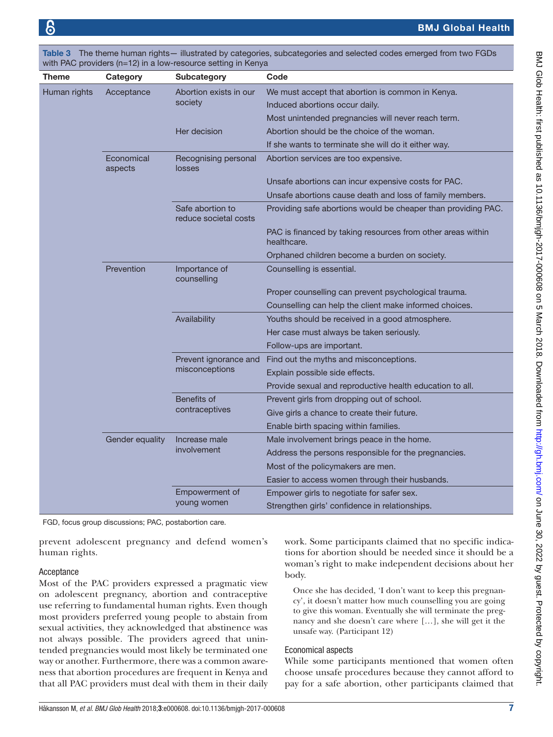Table 3 The theme human rights— illustrated by categories, subcategories and selected codes emerged from two FGDs with PAC providers (n=12) in a low-resource setting in Kenya

| Theme | Category | Subcategory | Code |
|---|---|---|---|
| Human rights | Acceptance | Abortion exists in our society | We must accept that abortion is common in Kenya. |
| | | | Induced abortions occur daily. |
| | | | Most unintended pregnancies will never reach term. |
| | | Her decision | Abortion should be the choice of the woman. |
| | | | If she wants to terminate she will do it either way. |
| | Economical aspects | Recognising personal losses | Abortion services are too expensive. |
| | | | Unsafe abortions can incur expensive costs for PAC. |
| | | | Unsafe abortions cause death and loss of family members. |
| | | Safe abortion to reduce societal costs | Providing safe abortions would be cheaper than providing PAC. |
| | | | PAC is financed by taking resources from other areas within healthcare. |
| | | | Orphaned children become a burden on society. |
| | Prevention | Importance of counselling | Counselling is essential. |
| | | | Proper counselling can prevent psychological trauma. |
| | | | Counselling can help the client make informed choices. |
| | | Availability | Youths should be received in a good atmosphere. |
| | | | Her case must always be taken seriously. |
| | | | Follow-ups are important. |
| | | Prevent ignorance and misconceptions | Find out the myths and misconceptions. |
| | | | Explain possible side effects. |
| | | | Provide sexual and reproductive health education to all. |
| | | Benefits of contraceptives | Prevent girls from dropping out of school. |
| | | | Give girls a chance to create their future. |
| | | | Enable birth spacing within families. |
| | Gender equality | Increase male involvement | Male involvement brings peace in the home. |
| | | | Address the persons responsible for the pregnancies. |
| | | | Most of the policymakers are men. |
| | | | Easier to access women through their husbands. |
| | | Empowerment of young women | Empower girls to negotiate for safer sex. |
| | | | Strengthen girls' confidence in relationships. |

FGD, focus group discussions; PAC, postabortion care.

prevent adolescent pregnancy and defend women's human rights.

### Acceptance

Most of the PAC providers expressed a pragmatic view on adolescent pregnancy, abortion and contraceptive use referring to fundamental human rights. Even though most providers preferred young people to abstain from sexual activities, they acknowledged that abstinence was not always possible. The providers agreed that unintended pregnancies would most likely be terminated one way or another. Furthermore, there was a common awareness that abortion procedures are frequent in Kenya and that all PAC providers must deal with them in their daily work. Some participants claimed that no specific indications for abortion should be needed since it should be a woman's right to make independent decisions about her body.

> Once she has decided, 'I don't want to keep this pregnancy', it doesn't matter how much counselling you are going to give this woman. Eventually she will terminate the pregnancy and she doesn't care where […], she will get it the unsafe way. (Participant 12)

### Economical aspects

While some participants mentioned that women often choose unsafe procedures because they cannot afford to pay for a safe abortion, other participants claimed that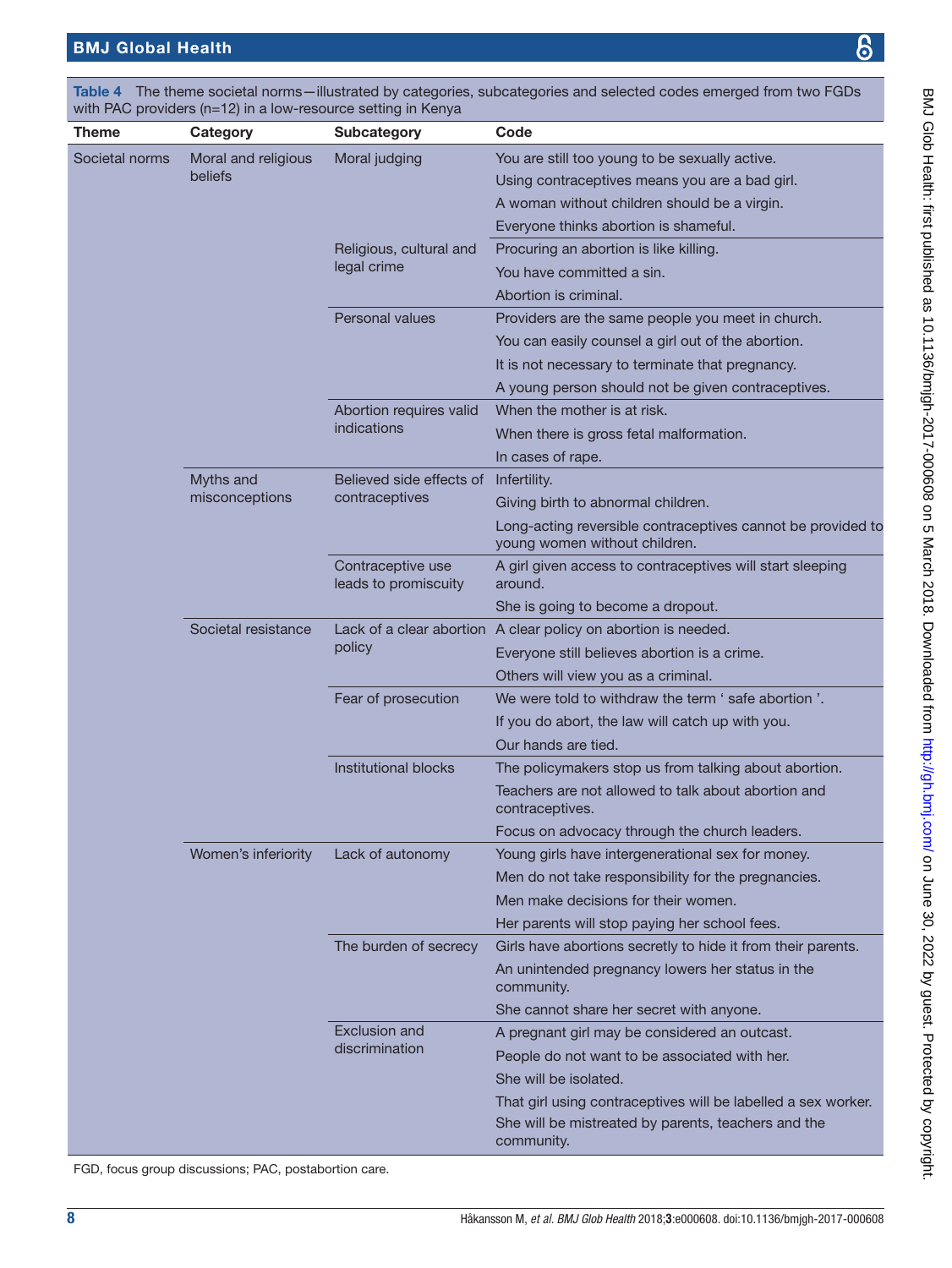**Table 4** The theme societal norms—illustrated by categories, subcategories and selected codes emerged from two FGDs with PAC providers (n=12) in a low-resource setting in Kenya

| Theme | Category | Subcategory | Code |
|---|---|---|---|
| Societal norms | Moral and religious beliefs | Moral judging | You are still too young to be sexually active. |
| | | | Using contraceptives means you are a bad girl. |
| | | | A woman without children should be a virgin. |
| | | | Everyone thinks abortion is shameful. |
| | | Religious, cultural and legal crime | Procuring an abortion is like killing. |
| | | | You have committed a sin. |
| | | | Abortion is criminal. |
| | | Personal values | Providers are the same people you meet in church. |
| | | | You can easily counsel a girl out of the abortion. |
| | | | It is not necessary to terminate that pregnancy. |
| | | | A young person should not be given contraceptives. |
| | | Abortion requires valid indications | When the mother is at risk. |
| | | | When there is gross fetal malformation. |
| | | | In cases of rape. |
| | Myths and misconceptions | Believed side effects of contraceptives | Infertility. |
| | | | Giving birth to abnormal children. |
| | | | Long-acting reversible contraceptives cannot be provided to young women without children. |
| | | Contraceptive use leads to promiscuity | A girl given access to contraceptives will start sleeping around. |
| | | | She is going to become a dropout. |
| | Societal resistance | Lack of a clear abortion policy | A clear policy on abortion is needed. |
| | | | Everyone still believes abortion is a crime. |
| | | | Others will view you as a criminal. |
| | | Fear of prosecution | We were told to withdraw the term ' safe abortion '. |
| | | | If you do abort, the law will catch up with you. |
| | | | Our hands are tied. |
| | | Institutional blocks | The policymakers stop us from talking about abortion. |
| | | | Teachers are not allowed to talk about abortion and contraceptives. |
| | | | Focus on advocacy through the church leaders. |
| | Women's inferiority | Lack of autonomy | Young girls have intergenerational sex for money. |
| | | | Men do not take responsibility for the pregnancies. |
| | | | Men make decisions for their women. |
| | | | Her parents will stop paying her school fees. |
| | | The burden of secrecy | Girls have abortions secretly to hide it from their parents. |
| | | | An unintended pregnancy lowers her status in the community. |
| | | | She cannot share her secret with anyone. |
| | | Exclusion and discrimination | A pregnant girl may be considered an outcast. |
| | | | People do not want to be associated with her. |
| | | | She will be isolated. |
| | | | That girl using contraceptives will be labelled a sex worker. |
| | | | She will be mistreated by parents, teachers and the community. |

FGD, focus group discussions; PAC, postabortion care.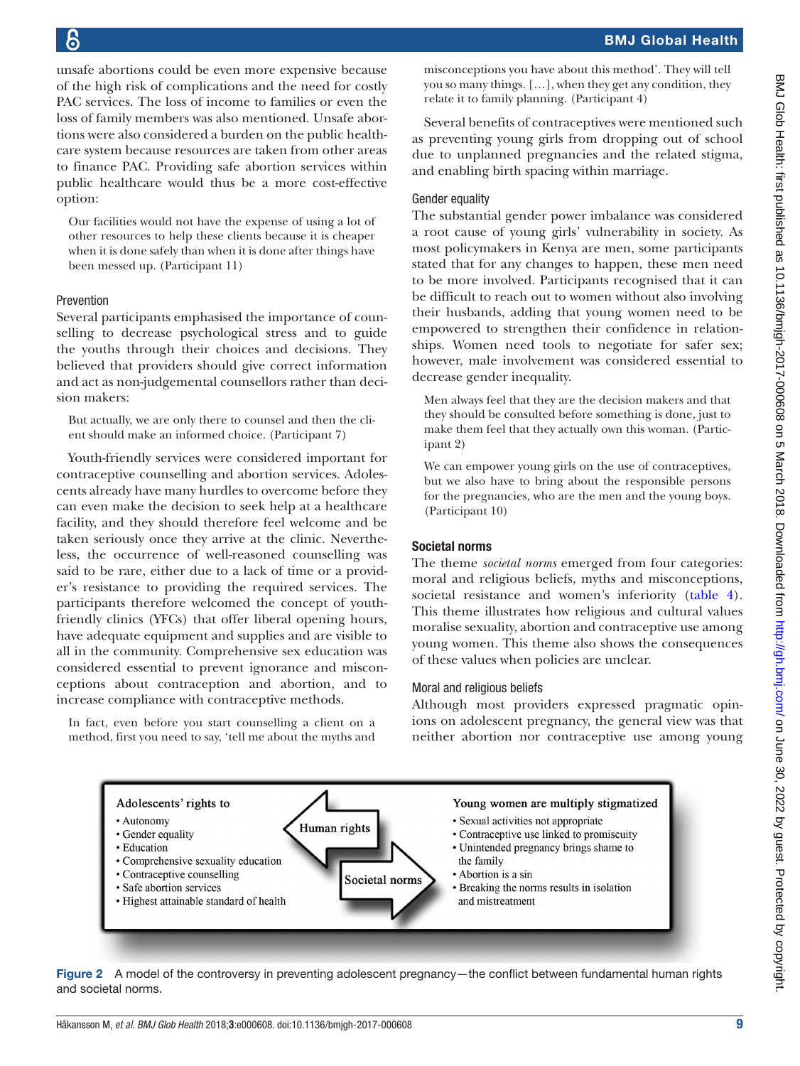unsafe abortions could be even more expensive because of the high risk of complications and the need for costly PAC services. The loss of income to families or even the loss of family members was also mentioned. Unsafe abortions were also considered a burden on the public healthcare system because resources are taken from other areas to finance PAC. Providing safe abortion services within public healthcare would thus be a more cost-effective option:

> Our facilities would not have the expense of using a lot of other resources to help these clients because it is cheaper when it is done safely than when it is done after things have been messed up. (Participant 11)

### Prevention

Several participants emphasised the importance of counselling to decrease psychological stress and to guide the youths through their choices and decisions. They believed that providers should give correct information and act as non-judgemental counsellors rather than decision makers:

> But actually, we are only there to counsel and then the client should make an informed choice. (Participant 7)

Youth-friendly services were considered important for contraceptive counselling and abortion services. Adolescents already have many hurdles to overcome before they can even make the decision to seek help at a healthcare facility, and they should therefore feel welcome and be taken seriously once they arrive at the clinic. Nevertheless, the occurrence of well-reasoned counselling was said to be rare, either due to a lack of time or a provider's resistance to providing the required services. The participants therefore welcomed the concept of youth-friendly clinics (YFCs) that offer liberal opening hours, have adequate equipment and supplies and are visible to all in the community. Comprehensive sex education was considered essential to prevent ignorance and misconceptions about contraception and abortion, and to increase compliance with contraceptive methods.

> In fact, even before you start counselling a client on a method, first you need to say, 'tell me about the myths and misconceptions you have about this method'. They will tell you so many things. […], when they get any condition, they relate it to family planning. (Participant 4)

Several benefits of contraceptives were mentioned such as preventing young girls from dropping out of school due to unplanned pregnancies and the related stigma, and enabling birth spacing within marriage.

### Gender equality

The substantial gender power imbalance was considered a root cause of young girls' vulnerability in society. As most policymakers in Kenya are men, some participants stated that for any changes to happen, these men need to be more involved. Participants recognised that it can be difficult to reach out to women without also involving their husbands, adding that young women need to be empowered to strengthen their confidence in relationships. Women need tools to negotiate for safer sex; however, male involvement was considered essential to decrease gender inequality.

> Men always feel that they are the decision makers and that they should be consulted before something is done, just to make them feel that they actually own this woman. (Participant 2)

> We can empower young girls on the use of contraceptives, but we also have to bring about the responsible persons for the pregnancies, who are the men and the young boys. (Participant 10)

## Societal norms

The theme *societal norms* emerged from four categories: moral and religious beliefs, myths and misconceptions, societal resistance and women's inferiority (table 4). This theme illustrates how religious and cultural values moralise sexuality, abortion and contraceptive use among young women. This theme also shows the consequences of these values when policies are unclear.

### Moral and religious beliefs

Although most providers expressed pragmatic opinions on adolescent pregnancy, the general view was that neither abortion nor contraceptive use among young

Adolescents' rights to
- Autonomy
- Gender equality
- Education
- Comprehensive sexuality education
- Contraceptive counselling
- Safe abortion services
- Highest attainable standard of health

Human rights

Societal norms

Young women are multiply stigmatized
- Sexual activities not appropriate
- Contraceptive use linked to promiscuity
- Unintended pregnancy brings shame to the family
- Abortion is a sin
- Breaking the norms results in isolation and mistreatment

Figure 2 A model of the controversy in preventing adolescent pregnancy—the conflict between fundamental human rights and societal norms.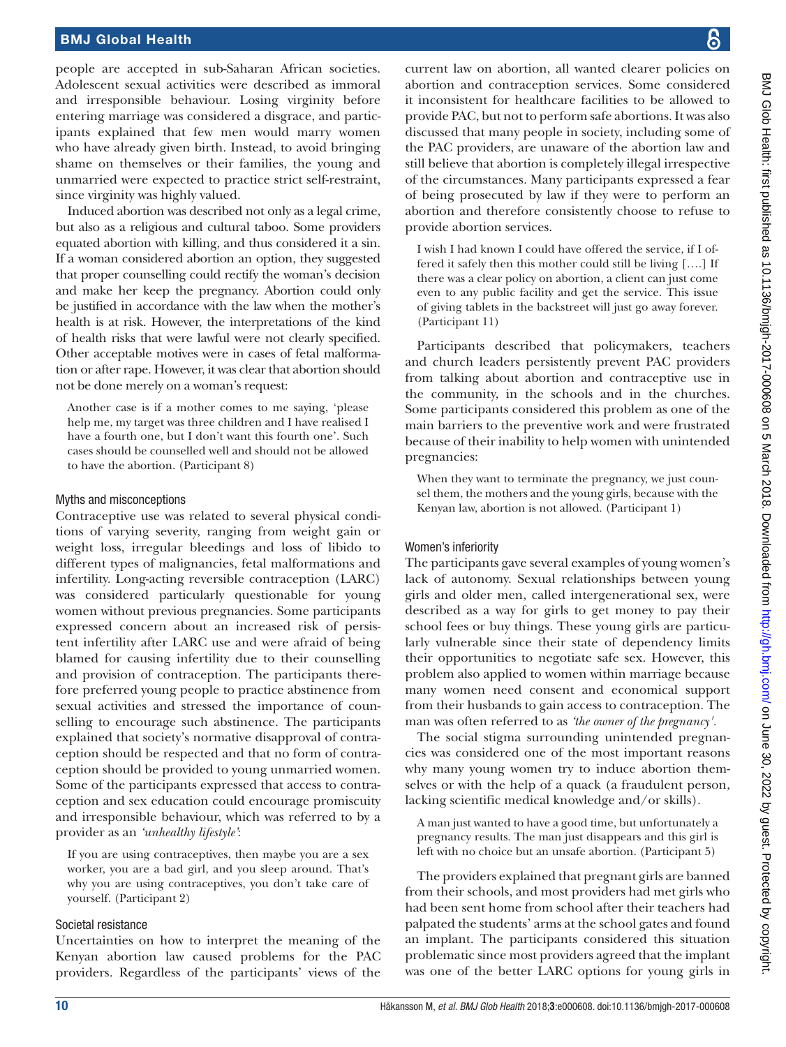people are accepted in sub-Saharan African societies. Adolescent sexual activities were described as immoral and irresponsible behaviour. Losing virginity before entering marriage was considered a disgrace, and participants explained that few men would marry women who have already given birth. Instead, to avoid bringing shame on themselves or their families, the young and unmarried were expected to practice strict self-restraint, since virginity was highly valued.

Induced abortion was described not only as a legal crime, but also as a religious and cultural taboo. Some providers equated abortion with killing, and thus considered it a sin. If a woman considered abortion an option, they suggested that proper counselling could rectify the woman's decision and make her keep the pregnancy. Abortion could only be justified in accordance with the law when the mother's health is at risk. However, the interpretations of the kind of health risks that were lawful were not clearly specified. Other acceptable motives were in cases of fetal malformation or after rape. However, it was clear that abortion should not be done merely on a woman's request:

> Another case is if a mother comes to me saying, 'please help me, my target was three children and I have realised I have a fourth one, but I don't want this fourth one'. Such cases should be counselled well and should not be allowed to have the abortion. (Participant 8)

### Myths and misconceptions

Contraceptive use was related to several physical conditions of varying severity, ranging from weight gain or weight loss, irregular bleedings and loss of libido to different types of malignancies, fetal malformations and infertility. Long-acting reversible contraception (LARC) was considered particularly questionable for young women without previous pregnancies. Some participants expressed concern about an increased risk of persistent infertility after LARC use and were afraid of being blamed for causing infertility due to their counselling and provision of contraception. The participants therefore preferred young people to practice abstinence from sexual activities and stressed the importance of counselling to encourage such abstinence. The participants explained that society's normative disapproval of contraception should be respected and that no form of contraception should be provided to young unmarried women. Some of the participants expressed that access to contraception and sex education could encourage promiscuity and irresponsible behaviour, which was referred to by a provider as an *'unhealthy lifestyle'*:

> If you are using contraceptives, then maybe you are a sex worker, you are a bad girl, and you sleep around. That's why you are using contraceptives, you don't take care of yourself. (Participant 2)

### Societal resistance

Uncertainties on how to interpret the meaning of the Kenyan abortion law caused problems for the PAC providers. Regardless of the participants' views of the current law on abortion, all wanted clearer policies on abortion and contraception services. Some considered it inconsistent for healthcare facilities to be allowed to provide PAC, but not to perform safe abortions. It was also discussed that many people in society, including some of the PAC providers, are unaware of the abortion law and still believe that abortion is completely illegal irrespective of the circumstances. Many participants expressed a fear of being prosecuted by law if they were to perform an abortion and therefore consistently choose to refuse to provide abortion services.

> I wish I had known I could have offered the service, if I offered it safely then this mother could still be living [….] If there was a clear policy on abortion, a client can just come even to any public facility and get the service. This issue of giving tablets in the backstreet will just go away forever. (Participant 11)

Participants described that policymakers, teachers and church leaders persistently prevent PAC providers from talking about abortion and contraceptive use in the community, in the schools and in the churches. Some participants considered this problem as one of the main barriers to the preventive work and were frustrated because of their inability to help women with unintended pregnancies:

> When they want to terminate the pregnancy, we just counsel them, the mothers and the young girls, because with the Kenyan law, abortion is not allowed. (Participant 1)

### Women's inferiority

The participants gave several examples of young women's lack of autonomy. Sexual relationships between young girls and older men, called intergenerational sex, were described as a way for girls to get money to pay their school fees or buy things. These young girls are particularly vulnerable since their state of dependency limits their opportunities to negotiate safe sex. However, this problem also applied to women within marriage because many women need consent and economical support from their husbands to gain access to contraception. The man was often referred to as *'the owner of the pregnancy'*.

The social stigma surrounding unintended pregnancies was considered one of the most important reasons why many young women try to induce abortion themselves or with the help of a quack (a fraudulent person, lacking scientific medical knowledge and/or skills).

> A man just wanted to have a good time, but unfortunately a pregnancy results. The man just disappears and this girl is left with no choice but an unsafe abortion. (Participant 5)

The providers explained that pregnant girls are banned from their schools, and most providers had met girls who had been sent home from school after their teachers had palpated the students' arms at the school gates and found an implant. The participants considered this situation problematic since most providers agreed that the implant was one of the better LARC options for young girls in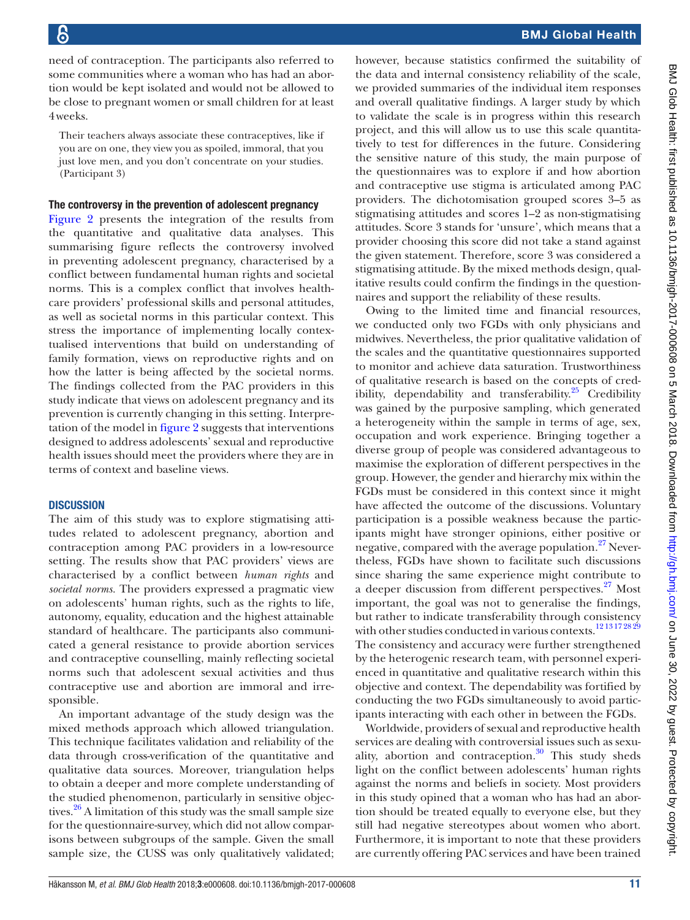need of contraception. The participants also referred to some communities where a woman who has had an abortion would be kept isolated and would not be allowed to be close to pregnant women or small children for at least 4 weeks.

> Their teachers always associate these contraceptives, like if you are on one, they view you as spoiled, immoral, that you just love men, and you don't concentrate on your studies. (Participant 3)

### The controversy in the prevention of adolescent pregnancy

Figure 2 presents the integration of the results from the quantitative and qualitative data analyses. This summarising figure reflects the controversy involved in preventing adolescent pregnancy, characterised by a conflict between fundamental human rights and societal norms. This is a complex conflict that involves health-care providers' professional skills and personal attitudes, as well as societal norms in this particular context. This stress the importance of implementing locally contextualised interventions that build on understanding of family formation, views on reproductive rights and on how the latter is being affected by the societal norms. The findings collected from the PAC providers in this study indicate that views on adolescent pregnancy and its prevention is currently changing in this setting. Interpretation of the model in figure 2 suggests that interventions designed to address adolescents' sexual and reproductive health issues should meet the providers where they are in terms of context and baseline views.

## DISCUSSION

The aim of this study was to explore stigmatising attitudes related to adolescent pregnancy, abortion and contraception among PAC providers in a low-resource setting. The results show that PAC providers' views are characterised by a conflict between *human rights* and *societal norms*. The providers expressed a pragmatic view on adolescents' human rights, such as the rights to life, autonomy, equality, education and the highest attainable standard of healthcare. The participants also communicated a general resistance to provide abortion services and contraceptive counselling, mainly reflecting societal norms such that adolescent sexual activities and thus contraceptive use and abortion are immoral and irresponsible.

An important advantage of the study design was the mixed methods approach which allowed triangulation. This technique facilitates validation and reliability of the data through cross-verification of the quantitative and qualitative data sources. Moreover, triangulation helps to obtain a deeper and more complete understanding of the studied phenomenon, particularly in sensitive objectives.[26] A limitation of this study was the small sample size for the questionnaire-survey, which did not allow comparisons between subgroups of the sample. Given the small sample size, the CUSS was only qualitatively validated; however, because statistics confirmed the suitability of the data and internal consistency reliability of the scale, we provided summaries of the individual item responses and overall qualitative findings. A larger study by which to validate the scale is in progress within this research project, and this will allow us to use this scale quantitatively to test for differences in the future. Considering the sensitive nature of this study, the main purpose of the questionnaires was to explore if and how abortion and contraceptive use stigma is articulated among PAC providers. The dichotomisation grouped scores 3–5 as stigmatising attitudes and scores 1–2 as non-stigmatising attitudes. Score 3 stands for 'unsure', which means that a provider choosing this score did not take a stand against the given statement. Therefore, score 3 was considered a stigmatising attitude. By the mixed methods design, qualitative results could confirm the findings in the questionnaires and support the reliability of these results.

Owing to the limited time and financial resources, we conducted only two FGDs with only physicians and midwives. Nevertheless, the prior qualitative validation of the scales and the quantitative questionnaires supported to monitor and achieve data saturation. Trustworthiness of qualitative research is based on the concepts of credibility, dependability and transferability.[25] Credibility was gained by the purposive sampling, which generated a heterogeneity within the sample in terms of age, sex, occupation and work experience. Bringing together a diverse group of people was considered advantageous to maximise the exploration of different perspectives in the group. However, the gender and hierarchy mix within the FGDs must be considered in this context since it might have affected the outcome of the discussions. Voluntary participation is a possible weakness because the participants might have stronger opinions, either positive or negative, compared with the average population.[27] Nevertheless, FGDs have shown to facilitate such discussions since sharing the same experience might contribute to a deeper discussion from different perspectives.[27] Most important, the goal was not to generalise the findings, but rather to indicate transferability through consistency with other studies conducted in various contexts.[12 13 17 28 29] The consistency and accuracy were further strengthened by the heterogenic research team, with personnel experienced in quantitative and qualitative research within this objective and context. The dependability was fortified by conducting the two FGDs simultaneously to avoid participants interacting with each other in between the FGDs.

Worldwide, providers of sexual and reproductive health services are dealing with controversial issues such as sexuality, abortion and contraception.[30] This study sheds light on the conflict between adolescents' human rights against the norms and beliefs in society. Most providers in this study opined that a woman who has had an abortion should be treated equally to everyone else, but they still had negative stereotypes about women who abort. Furthermore, it is important to note that these providers are currently offering PAC services and have been trained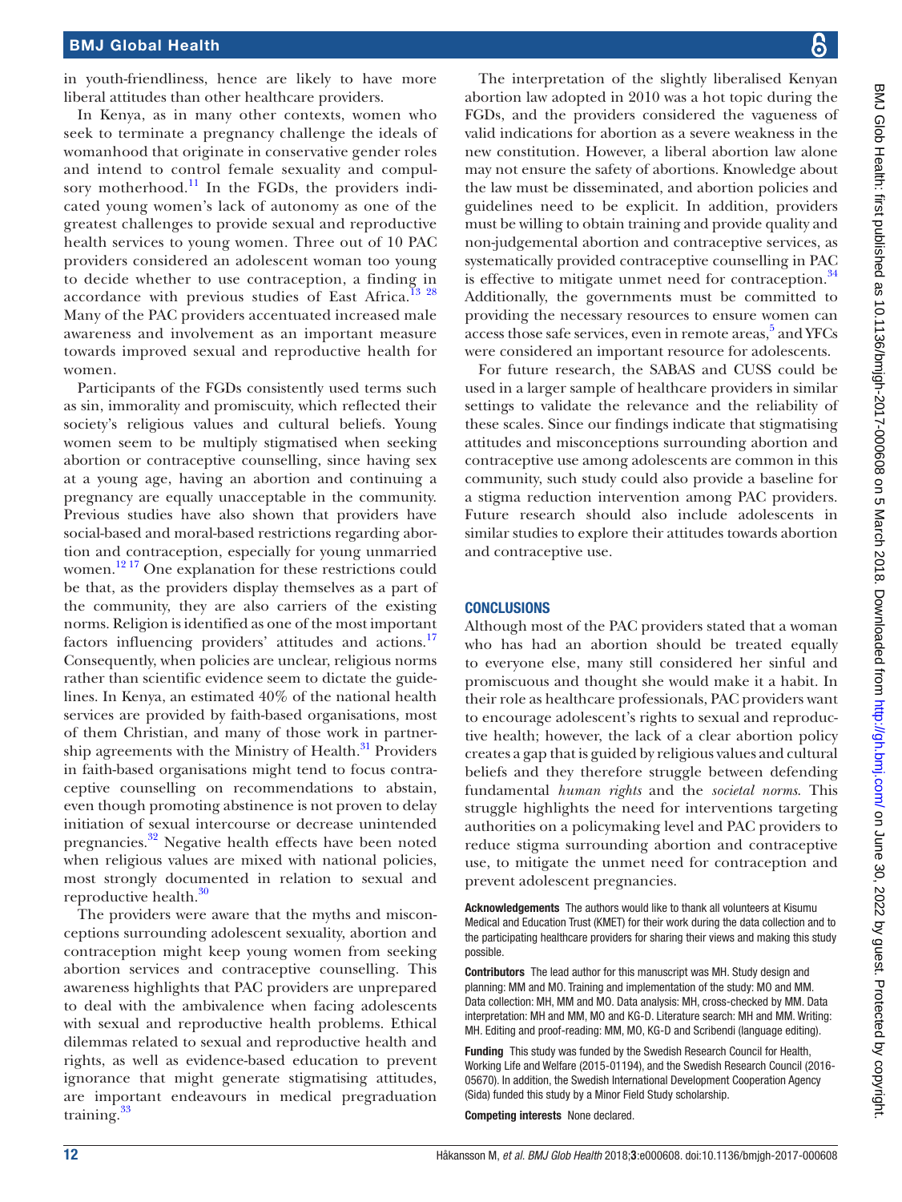in youth-friendliness, hence are likely to have more liberal attitudes than other healthcare providers.

In Kenya, as in many other contexts, women who seek to terminate a pregnancy challenge the ideals of womanhood that originate in conservative gender roles and intend to control female sexuality and compulsory motherhood.[11] In the FGDs, the providers indicated young women's lack of autonomy as one of the greatest challenges to provide sexual and reproductive health services to young women. Three out of 10 PAC providers considered an adolescent woman too young to decide whether to use contraception, a finding in accordance with previous studies of East Africa.[13 28] Many of the PAC providers accentuated increased male awareness and involvement as an important measure towards improved sexual and reproductive health for women.

Participants of the FGDs consistently used terms such as sin, immorality and promiscuity, which reflected their society's religious values and cultural beliefs. Young women seem to be multiply stigmatised when seeking abortion or contraceptive counselling, since having sex at a young age, having an abortion and continuing a pregnancy are equally unacceptable in the community. Previous studies have also shown that providers have social-based and moral-based restrictions regarding abortion and contraception, especially for young unmarried women.[12 17] One explanation for these restrictions could be that, as the providers display themselves as a part of the community, they are also carriers of the existing norms. Religion is identified as one of the most important factors influencing providers' attitudes and actions.[17] Consequently, when policies are unclear, religious norms rather than scientific evidence seem to dictate the guidelines. In Kenya, an estimated 40% of the national health services are provided by faith-based organisations, most of them Christian, and many of those work in partnership agreements with the Ministry of Health.[31] Providers in faith-based organisations might tend to focus contraceptive counselling on recommendations to abstain, even though promoting abstinence is not proven to delay initiation of sexual intercourse or decrease unintended pregnancies.[32] Negative health effects have been noted when religious values are mixed with national policies, most strongly documented in relation to sexual and reproductive health.[30]

The providers were aware that the myths and misconceptions surrounding adolescent sexuality, abortion and contraception might keep young women from seeking abortion services and contraceptive counselling. This awareness highlights that PAC providers are unprepared to deal with the ambivalence when facing adolescents with sexual and reproductive health problems. Ethical dilemmas related to sexual and reproductive health and rights, as well as evidence-based education to prevent ignorance that might generate stigmatising attitudes, are important endeavours in medical pregraduation training.[33]

The interpretation of the slightly liberalised Kenyan abortion law adopted in 2010 was a hot topic during the FGDs, and the providers considered the vagueness of valid indications for abortion as a severe weakness in the new constitution. However, a liberal abortion law alone may not ensure the safety of abortions. Knowledge about the law must be disseminated, and abortion policies and guidelines need to be explicit. In addition, providers must be willing to obtain training and provide quality and non-judgemental abortion and contraceptive services, as systematically provided contraceptive counselling in PAC is effective to mitigate unmet need for contraception.[34] Additionally, the governments must be committed to providing the necessary resources to ensure women can access those safe services, even in remote areas,[5] and YFCs were considered an important resource for adolescents.

For future research, the SABAS and CUSS could be used in a larger sample of healthcare providers in similar settings to validate the relevance and the reliability of these scales. Since our findings indicate that stigmatising attitudes and misconceptions surrounding abortion and contraceptive use among adolescents are common in this community, such study could also provide a baseline for a stigma reduction intervention among PAC providers. Future research should also include adolescents in similar studies to explore their attitudes towards abortion and contraceptive use.

## CONCLUSIONS

Although most of the PAC providers stated that a woman who has had an abortion should be treated equally to everyone else, many still considered her sinful and promiscuous and thought she would make it a habit. In their role as healthcare professionals, PAC providers want to encourage adolescent's rights to sexual and reproductive health; however, the lack of a clear abortion policy creates a gap that is guided by religious values and cultural beliefs and they therefore struggle between defending fundamental *human rights* and the *societal norms*. This struggle highlights the need for interventions targeting authorities on a policymaking level and PAC providers to reduce stigma surrounding abortion and contraceptive use, to mitigate the unmet need for contraception and prevent adolescent pregnancies.

**Acknowledgements** The authors would like to thank all volunteers at Kisumu Medical and Education Trust (KMET) for their work during the data collection and to the participating healthcare providers for sharing their views and making this study possible.

**Contributors** The lead author for this manuscript was MH. Study design and planning: MM and MO. Training and implementation of the study: MO and MM. Data collection: MH, MM and MO. Data analysis: MH, cross-checked by MM. Data interpretation: MH and MM, MO and KG-D. Literature search: MH and MM. Writing: MH. Editing and proof-reading: MM, MO, KG-D and Scribendi (language editing).

**Funding** This study was funded by the Swedish Research Council for Health, Working Life and Welfare (2015-01194), and the Swedish Research Council (2016-05670). In addition, the Swedish International Development Cooperation Agency (Sida) funded this study by a Minor Field Study scholarship.

**Competing interests** None declared.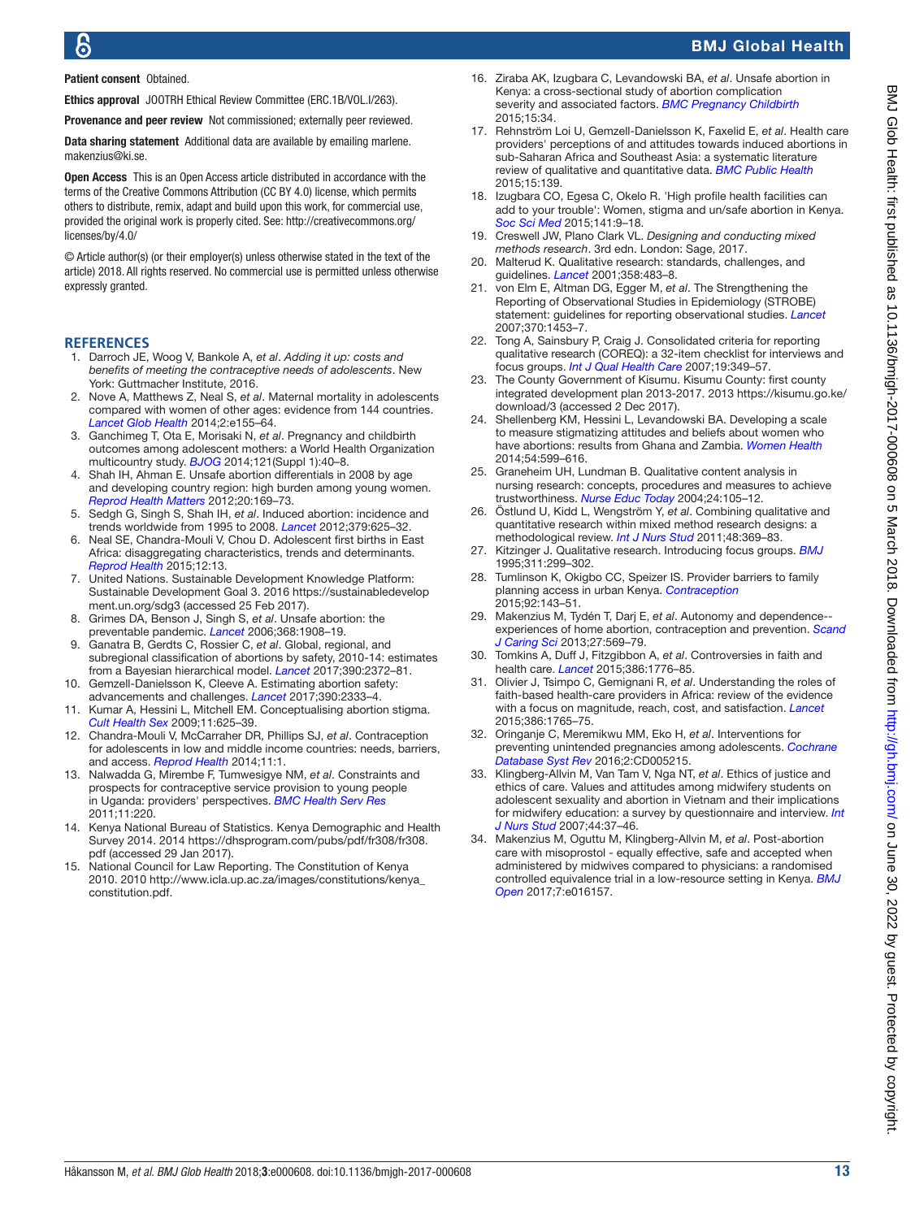**Patient consent** Obtained.

**Ethics approval** JOOTRH Ethical Review Committee (ERC.1B/VOL.I/263).

**Provenance and peer review** Not commissioned; externally peer reviewed.

**Data sharing statement** Additional data are available by emailing marlene.makenzius@ki.se.

**Open Access** This is an Open Access article distributed in accordance with the terms of the Creative Commons Attribution (CC BY 4.0) license, which permits others to distribute, remix, adapt and build upon this work, for commercial use, provided the original work is properly cited. See: http://creativecommons.org/licenses/by/4.0/

© Article author(s) (or their employer(s) unless otherwise stated in the text of the article) 2018. All rights reserved. No commercial use is permitted unless otherwise expressly granted.

## REFERENCES

1. Darroch JE, Woog V, Bankole A, *et al*. *Adding it up: costs and benefits of meeting the contraceptive needs of adolescents*. New York: Guttmacher Institute, 2016.
2. Nove A, Matthews Z, Neal S, *et al*. Maternal mortality in adolescents compared with women of other ages: evidence from 144 countries. *Lancet Glob Health* 2014;2:e155–64.
3. Ganchimeg T, Ota E, Morisaki N, *et al*. Pregnancy and childbirth outcomes among adolescent mothers: a World Health Organization multicountry study. *BJOG* 2014;121(Suppl 1):40–8.
4. Shah IH, Ahman E. Unsafe abortion differentials in 2008 by age and developing country region: high burden among young women. *Reprod Health Matters* 2012;20:169–73.
5. Sedgh G, Singh S, Shah IH, *et al*. Induced abortion: incidence and trends worldwide from 1995 to 2008. *Lancet* 2012;379:625–32.
6. Neal SE, Chandra-Mouli V, Chou D. Adolescent first births in East Africa: disaggregating characteristics, trends and determinants. *Reprod Health* 2015;12:13.
7. United Nations. Sustainable Development Knowledge Platform: Sustainable Development Goal 3. 2016 https://sustainabledevelopment.un.org/sdg3 (accessed 25 Feb 2017).
8. Grimes DA, Benson J, Singh S, *et al*. Unsafe abortion: the preventable pandemic. *Lancet* 2006;368:1908–19.
9. Ganatra B, Gerdts C, Rossier C, *et al*. Global, regional, and subregional classification of abortions by safety, 2010-14: estimates from a Bayesian hierarchical model. *Lancet* 2017;390:2372–81.
10. Gemzell-Danielsson K, Cleeve A. Estimating abortion safety: advancements and challenges. *Lancet* 2017;390:2333–4.
11. Kumar A, Hessini L, Mitchell EM. Conceptualising abortion stigma. *Cult Health Sex* 2009;11:625–39.
12. Chandra-Mouli V, McCarraher DR, Phillips SJ, *et al*. Contraception for adolescents in low and middle income countries: needs, barriers, and access. *Reprod Health* 2014;11:1.
13. Nalwadda G, Mirembe F, Tumwesigye NM, *et al*. Constraints and prospects for contraceptive service provision to young people in Uganda: providers' perspectives. *BMC Health Serv Res* 2011;11:220.
14. Kenya National Bureau of Statistics. Kenya Demographic and Health Survey 2014. 2014 https://dhsprogram.com/pubs/pdf/fr308/fr308.pdf (accessed 29 Jan 2017).
15. National Council for Law Reporting. The Constitution of Kenya 2010. 2010 http://www.icla.up.ac.za/images/constitutions/kenya_constitution.pdf.
16. Ziraba AK, Izugbara C, Levandowski BA, *et al*. Unsafe abortion in Kenya: a cross-sectional study of abortion complication severity and associated factors. *BMC Pregnancy Childbirth* 2015;15:34.
17. Rehnström Loi U, Gemzell-Danielsson K, Faxelid E, *et al*. Health care providers' perceptions of and attitudes towards induced abortions in sub-Saharan Africa and Southeast Asia: a systematic literature review of qualitative and quantitative data. *BMC Public Health* 2015;15:139.
18. Izugbara CO, Egesa C, Okelo R. 'High profile health facilities can add to your trouble': Women, stigma and un/safe abortion in Kenya. *Soc Sci Med* 2015;141:9–18.
19. Creswell JW, Plano Clark VL. *Designing and conducting mixed methods research*. 3rd edn. London: Sage, 2017.
20. Malterud K. Qualitative research: standards, challenges, and guidelines. *Lancet* 2001;358:483–8.
21. von Elm E, Altman DG, Egger M, *et al*. The Strengthening the Reporting of Observational Studies in Epidemiology (STROBE) statement: guidelines for reporting observational studies. *Lancet* 2007;370:1453–7.
22. Tong A, Sainsbury P, Craig J. Consolidated criteria for reporting qualitative research (COREQ): a 32-item checklist for interviews and focus groups. *Int J Qual Health Care* 2007;19:349–57.
23. The County Government of Kisumu. Kisumu County: first county integrated development plan 2013-2017. 2013 https://kisumu.go.ke/download/3 (accessed 2 Dec 2017).
24. Shellenberg KM, Hessini L, Levandowski BA. Developing a scale to measure stigmatizing attitudes and beliefs about women who have abortions: results from Ghana and Zambia. *Women Health* 2014;54:599–616.
25. Graneheim UH, Lundman B. Qualitative content analysis in nursing research: concepts, procedures and measures to achieve trustworthiness. *Nurse Educ Today* 2004;24:105–12.
26. Östlund U, Kidd L, Wengström Y, *et al*. Combining qualitative and quantitative research within mixed method research designs: a methodological review. *Int J Nurs Stud* 2011;48:369–83.
27. Kitzinger J. Qualitative research. Introducing focus groups. *BMJ* 1995;311:299–302.
28. Tumlinson K, Okigbo CC, Speizer IS. Provider barriers to family planning access in urban Kenya. *Contraception* 2015;92:143–51.
29. Makenzius M, Tydén T, Darj E, *et al*. Autonomy and dependence--experiences of home abortion, contraception and prevention. *Scand J Caring Sci* 2013;27:569–79.
30. Tomkins A, Duff J, Fitzgibbon A, *et al*. Controversies in faith and health care. *Lancet* 2015;386:1776–85.
31. Olivier J, Tsimpo C, Gemignani R, *et al*. Understanding the roles of faith-based health-care providers in Africa: review of the evidence with a focus on magnitude, reach, cost, and satisfaction. *Lancet* 2015;386:1765–75.
32. Oringanje C, Meremikwu MM, Eko H, *et al*. Interventions for preventing unintended pregnancies among adolescents. *Cochrane Database Syst Rev* 2016;2:CD005215.
33. Klingberg-Allvin M, Van Tam V, Nga NT, *et al*. Ethics of justice and ethics of care. Values and attitudes among midwifery students on adolescent sexuality and abortion in Vietnam and their implications for midwifery education: a survey by questionnaire and interview. *Int J Nurs Stud* 2007;44:37–46.
34. Makenzius M, Oguttu M, Klingberg-Allvin M, *et al*. Post-abortion care with misoprostol - equally effective, safe and accepted when administered by midwives compared to physicians: a randomised controlled equivalence trial in a low-resource setting in Kenya. *BMJ Open* 2017;7:e016157.